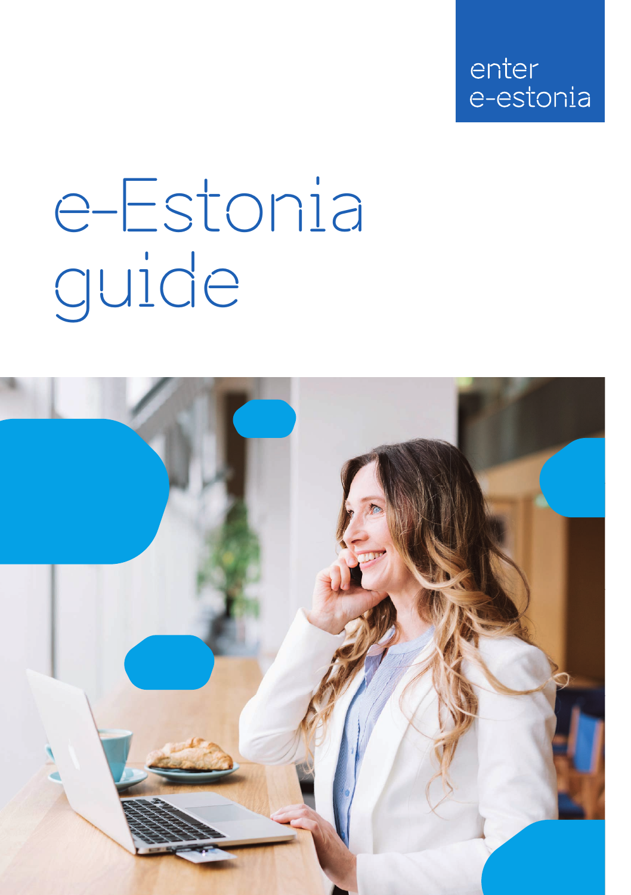enter
e-estonia

# e-Estonia guide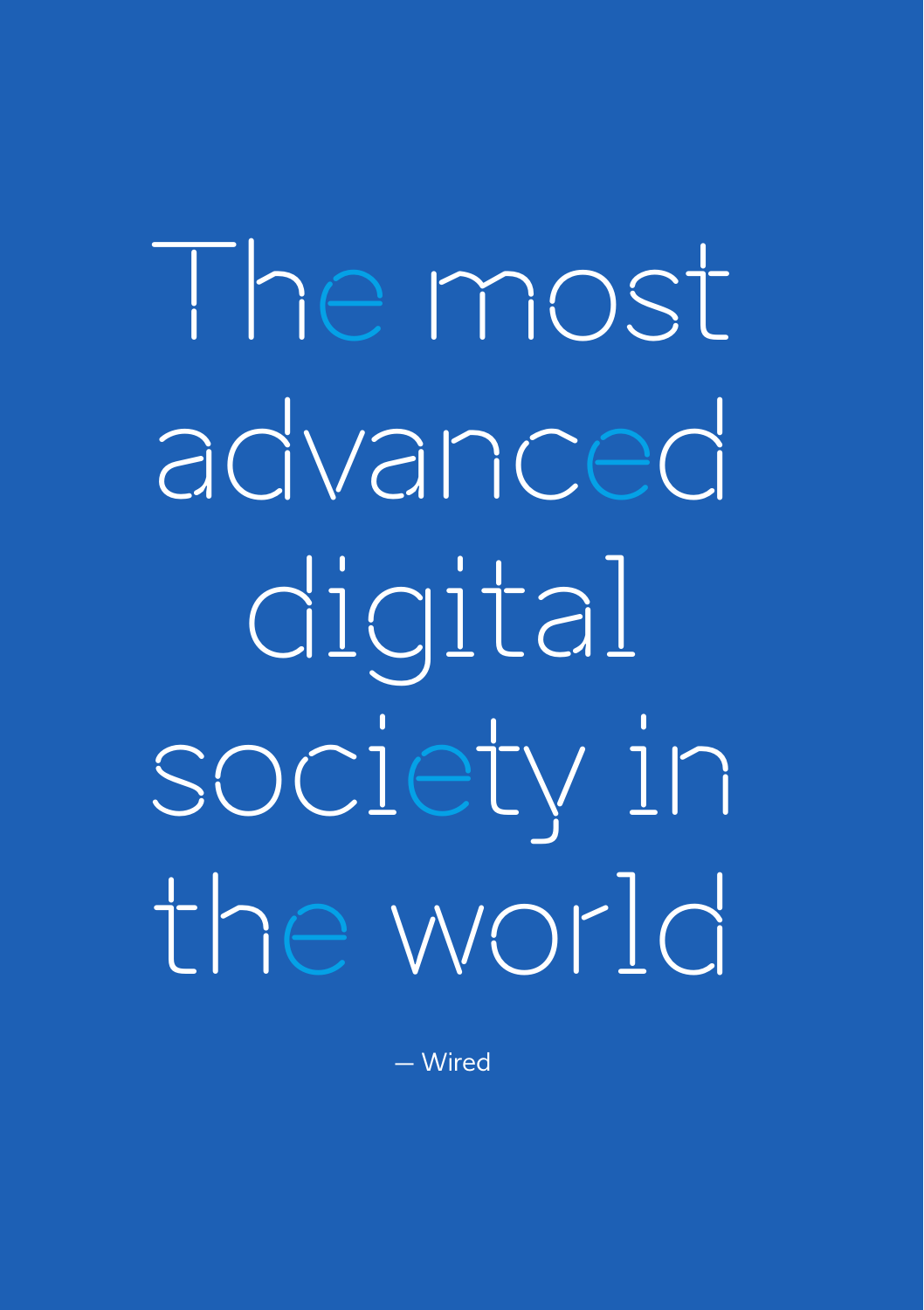# The most advanced digital society in the world

— Wired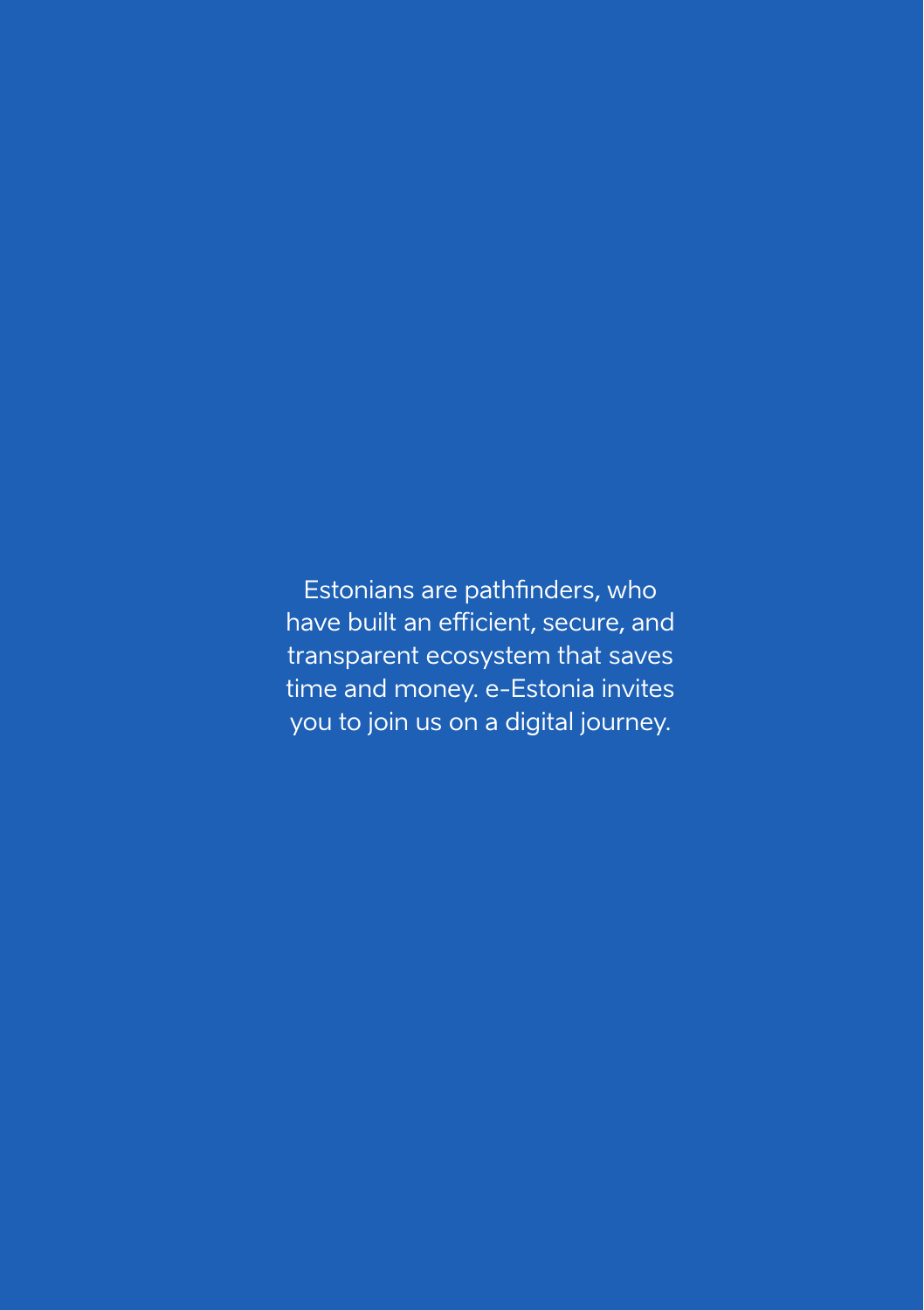Estonians are pathfinders, who have built an efficient, secure, and transparent ecosystem that saves time and money. e-Estonia invites you to join us on a digital journey.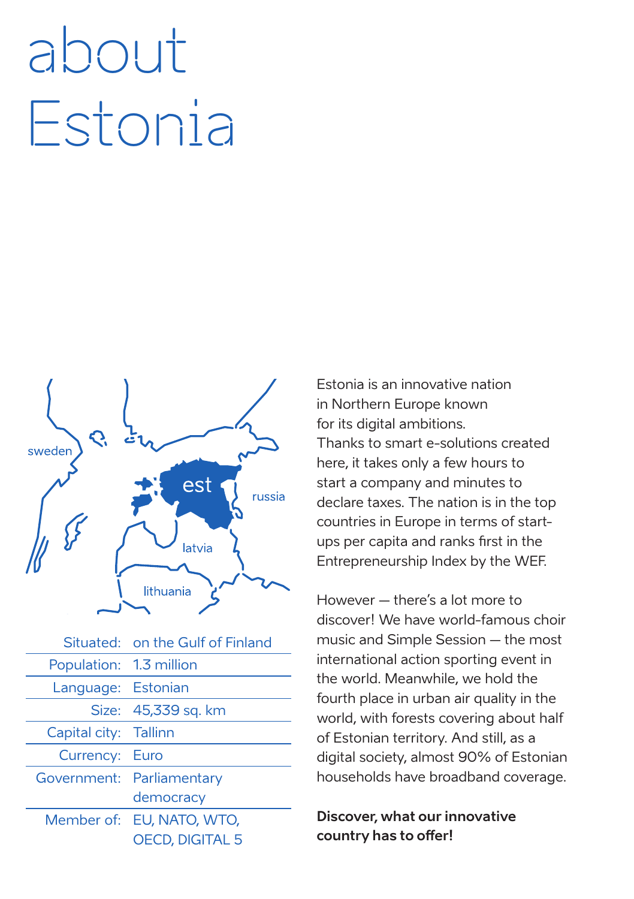# about Estonia

sweden

est

russia

latvia

lithuania

| | |
|---|---|
| Situated: | on the Gulf of Finland |
| Population: | 1.3 million |
| Language: | Estonian |
| Size: | 45,339 sq. km |
| Capital city: | Tallinn |
| Currency: | Euro |
| Government: | Parliamentary democracy |
| Member of: | EU, NATO, WTO, OECD, DIGITAL 5 |

Estonia is an innovative nation in Northern Europe known for its digital ambitions. Thanks to smart e-solutions created here, it takes only a few hours to start a company and minutes to declare taxes. The nation is in the top countries in Europe in terms of start-ups per capita and ranks first in the Entrepreneurship Index by the WEF.

However — there's a lot more to discover! We have world-famous choir music and Simple Session — the most international action sporting event in the world. Meanwhile, we hold the fourth place in urban air quality in the world, with forests covering about half of Estonian territory. And still, as a digital society, almost 90% of Estonian households have broadband coverage.

**Discover, what our innovative country has to offer!**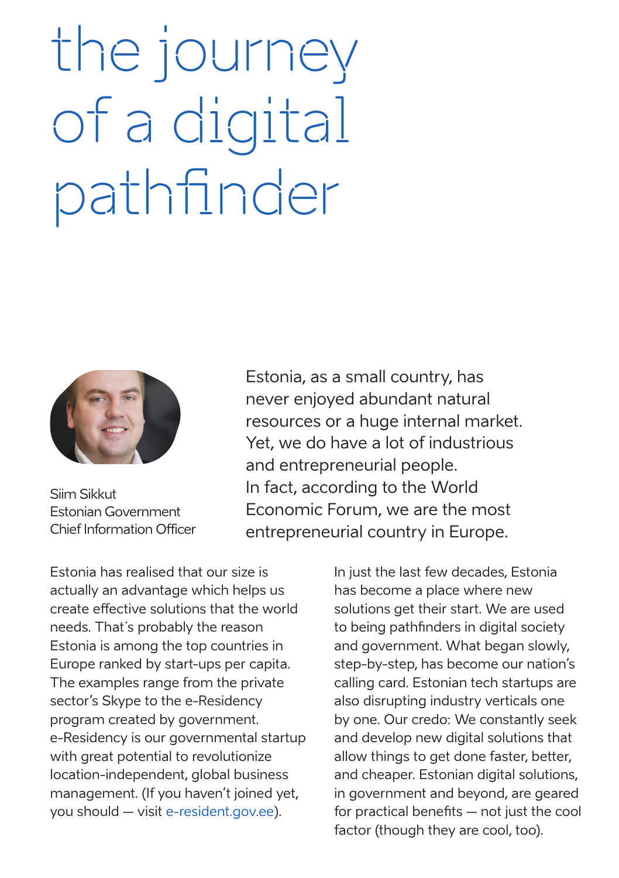# the journey of a digital pathfinder

Siim Sikkut
Estonian Government
Chief Information Officer

Estonia, as a small country, has never enjoyed abundant natural resources or a huge internal market. Yet, we do have a lot of industrious and entrepreneurial people. In fact, according to the World Economic Forum, we are the most entrepreneurial country in Europe.

Estonia has realised that our size is actually an advantage which helps us create effective solutions that the world needs. That´s probably the reason Estonia is among the top countries in Europe ranked by start-ups per capita. The examples range from the private sector's Skype to the e-Residency program created by government. e-Residency is our governmental startup with great potential to revolutionize location-independent, global business management. (If you haven't joined yet, you should — visit e-resident.gov.ee).

In just the last few decades, Estonia has become a place where new solutions get their start. We are used to being pathfinders in digital society and government. What began slowly, step-by-step, has become our nation's calling card. Estonian tech startups are also disrupting industry verticals one by one. Our credo: We constantly seek and develop new digital solutions that allow things to get done faster, better, and cheaper. Estonian digital solutions, in government and beyond, are geared for practical benefits — not just the cool factor (though they are cool, too).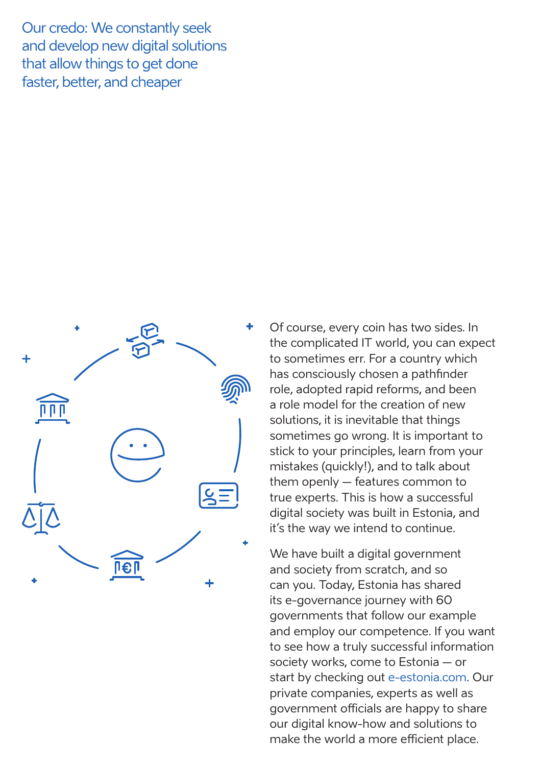Our credo: We constantly seek and develop new digital solutions that allow things to get done faster, better, and cheaper

Of course, every coin has two sides. In the complicated IT world, you can expect to sometimes err. For a country which has consciously chosen a pathfinder role, adopted rapid reforms, and been a role model for the creation of new solutions, it is inevitable that things sometimes go wrong. It is important to stick to your principles, learn from your mistakes (quickly!), and to talk about them openly — features common to true experts. This is how a successful digital society was built in Estonia, and it's the way we intend to continue.

We have built a digital government and society from scratch, and so can you. Today, Estonia has shared its e-governance journey with 60 governments that follow our example and employ our competence. If you want to see how a truly successful information society works, come to Estonia — or start by checking out e-estonia.com. Our private companies, experts as well as government officials are happy to share our digital know-how and solutions to make the world a more efficient place.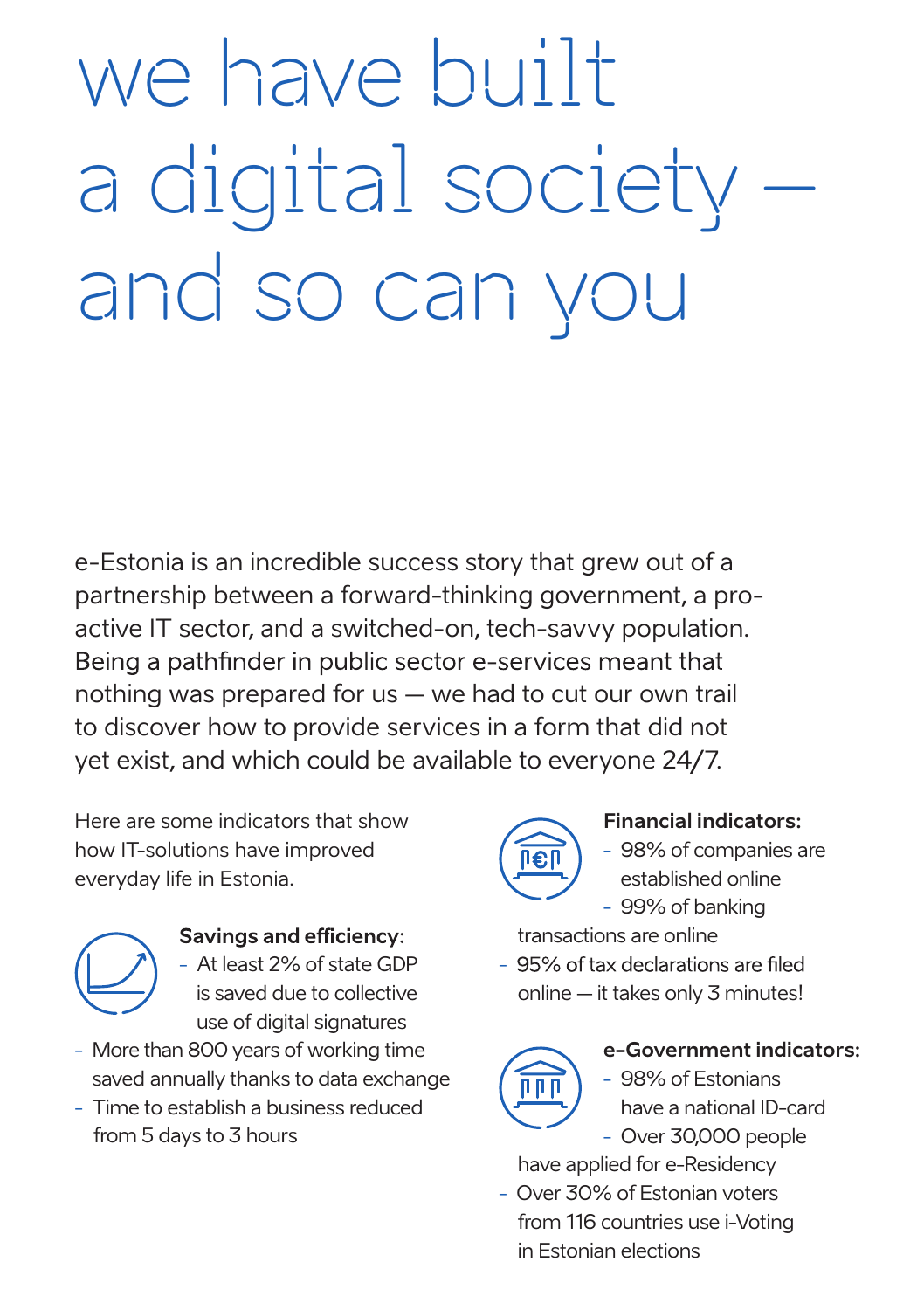# we have built a digital society — and so can you

e-Estonia is an incredible success story that grew out of a partnership between a forward-thinking government, a pro-active IT sector, and a switched-on, tech-savvy population. Being a pathfinder in public sector e-services meant that nothing was prepared for us — we had to cut our own trail to discover how to provide services in a form that did not yet exist, and which could be available to everyone 24/7.

Here are some indicators that show how IT-solutions have improved everyday life in Estonia.

**Savings and efficiency**:

- At least 2% of state GDP is saved due to collective use of digital signatures
- More than 800 years of working time saved annually thanks to data exchange
- Time to establish a business reduced from 5 days to 3 hours

**Financial indicators:**

- 98% of companies are established online
- 99% of banking transactions are online
- 95% of tax declarations are filed online — it takes only 3 minutes!

**e-Government indicators:**

- 98% of Estonians have a national ID-card
- Over 30,000 people have applied for e-Residency
- Over 30% of Estonian voters from 116 countries use i-Voting in Estonian elections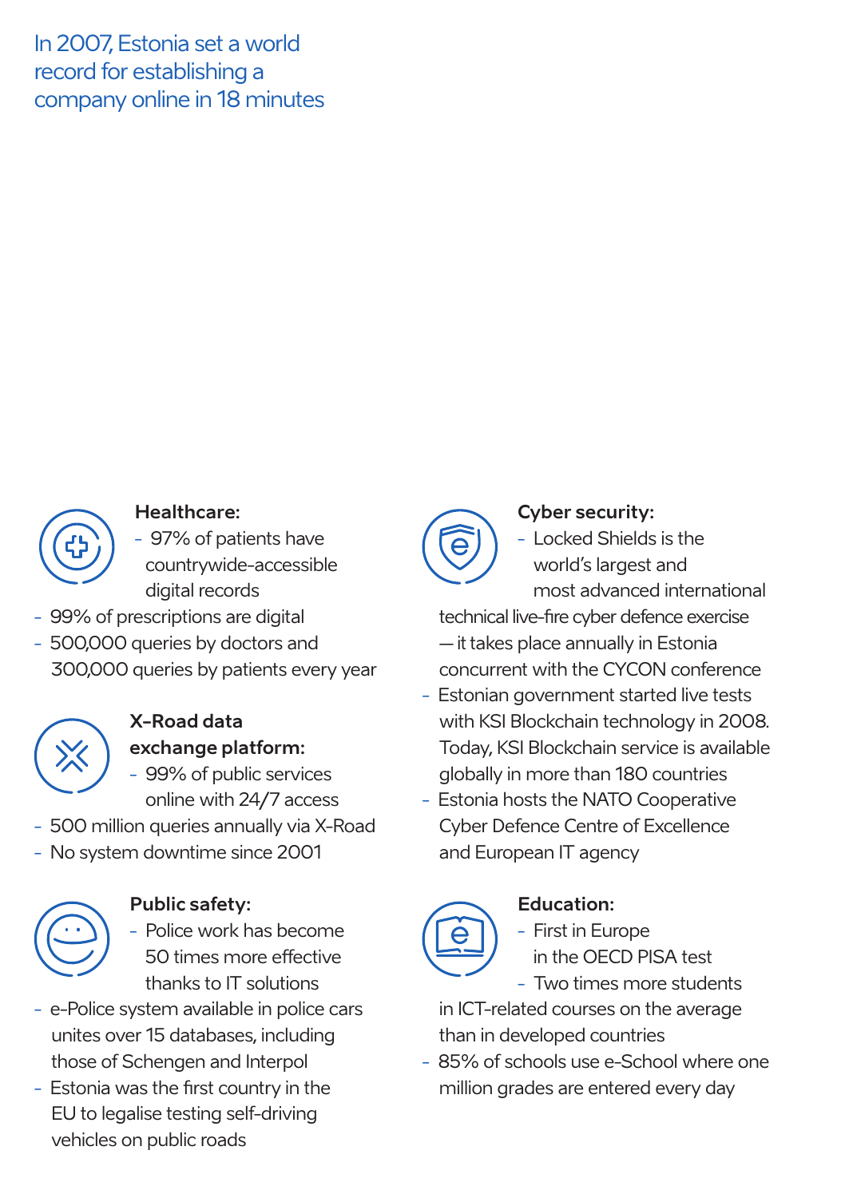In 2007, Estonia set a world record for establishing a company online in 18 minutes

**Healthcare:**

- 97% of patients have countrywide-accessible digital records
- 99% of prescriptions are digital
- 500,000 queries by doctors and 300,000 queries by patients every year

**X-Road data exchange platform:**

- 99% of public services online with 24/7 access
- 500 million queries annually via X-Road
- No system downtime since 2001

**Public safety:**

- Police work has become 50 times more effective thanks to IT solutions
- e-Police system available in police cars unites over 15 databases, including those of Schengen and Interpol
- Estonia was the first country in the EU to legalise testing self-driving vehicles on public roads

**Cyber security:**

- Locked Shields is the world's largest and most advanced international technical live-fire cyber defence exercise — it takes place annually in Estonia concurrent with the CYCON conference
- Estonian government started live tests with KSI Blockchain technology in 2008. Today, KSI Blockchain service is available globally in more than 180 countries
- Estonia hosts the NATO Cooperative Cyber Defence Centre of Excellence and European IT agency

**Education:**

- First in Europe in the OECD PISA test
- Two times more students in ICT-related courses on the average than in developed countries
- 85% of schools use e-School where one million grades are entered every day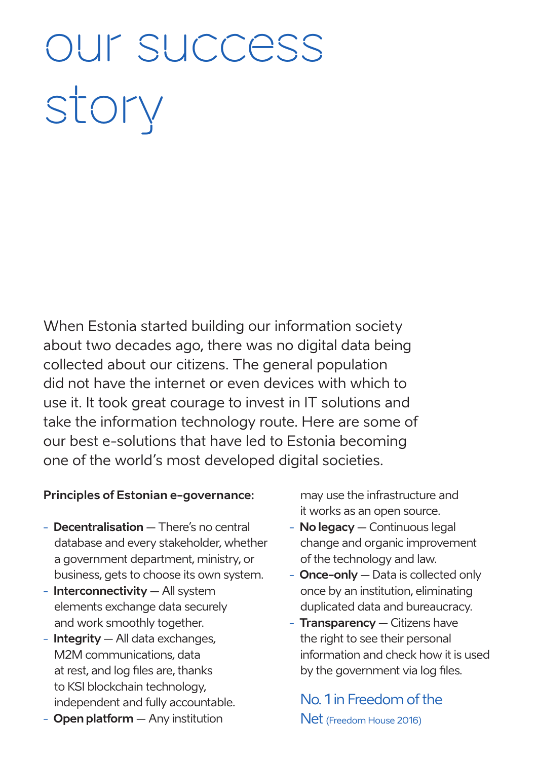# our success story

When Estonia started building our information society about two decades ago, there was no digital data being collected about our citizens. The general population did not have the internet or even devices with which to use it. It took great courage to invest in IT solutions and take the information technology route. Here are some of our best e-solutions that have led to Estonia becoming one of the world's most developed digital societies.

**Principles of Estonian e-governance:**

- **Decentralisation** — There's no central database and every stakeholder, whether a government department, ministry, or business, gets to choose its own system.
- **Interconnectivity** — All system elements exchange data securely and work smoothly together.
- **Integrity** — All data exchanges, M2M communications, data at rest, and log files are, thanks to KSI blockchain technology, independent and fully accountable.
- **Open platform** — Any institution may use the infrastructure and it works as an open source.
- **No legacy** — Continuous legal change and organic improvement of the technology and law.
- **Once-only** — Data is collected only once by an institution, eliminating duplicated data and bureaucracy.
- **Transparency** — Citizens have the right to see their personal information and check how it is used by the government via log files.

No. 1 in Freedom of the Net (Freedom House 2016)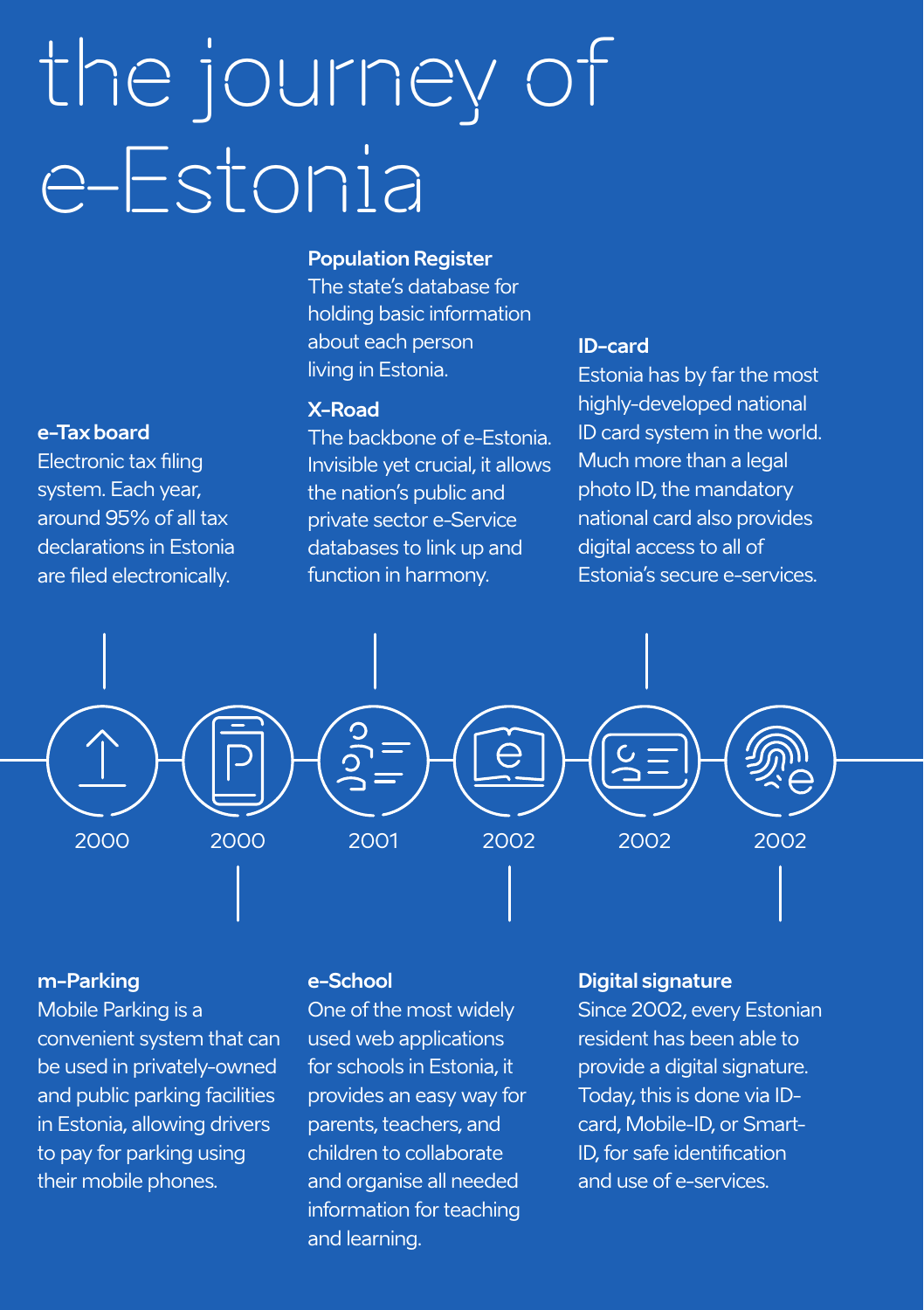# the journey of e-Estonia

### e-Tax board
Electronic tax filing system. Each year, around 95% of all tax declarations in Estonia are filed electronically.

2000

### m-Parking
Mobile Parking is a convenient system that can be used in privately-owned and public parking facilities in Estonia, allowing drivers to pay for parking using their mobile phones.

2000

### Population Register
The state's database for holding basic information about each person living in Estonia.

### X-Road
The backbone of e-Estonia. Invisible yet crucial, it allows the nation's public and private sector e-Service databases to link up and function in harmony.

2001

### e-School
One of the most widely used web applications for schools in Estonia, it provides an easy way for parents, teachers, and children to collaborate and organise all needed information for teaching and learning.

2002

### ID-card
Estonia has by far the most highly-developed national ID card system in the world. Much more than a legal photo ID, the mandatory national card also provides digital access to all of Estonia's secure e-services.

2002

### Digital signature
Since 2002, every Estonian resident has been able to provide a digital signature. Today, this is done via ID-card, Mobile-ID, or Smart-ID, for safe identification and use of e-services.

2002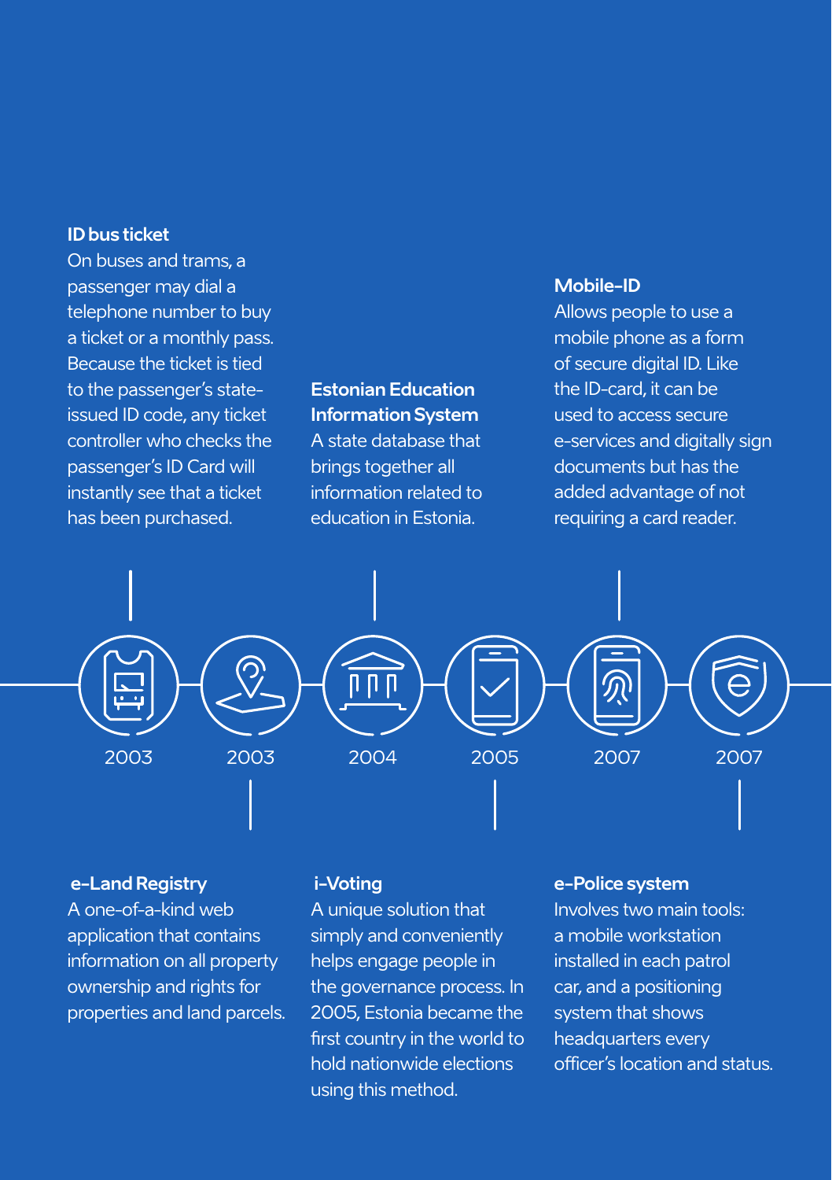**2003 — ID bus ticket**

On buses and trams, a passenger may dial a telephone number to buy a ticket or a monthly pass. Because the ticket is tied to the passenger's state-issued ID code, any ticket controller who checks the passenger's ID Card will instantly see that a ticket has been purchased.

**2003 — e-Land Registry**

A one-of-a-kind web application that contains information on all property ownership and rights for properties and land parcels.

**2004 — Estonian Education Information System**

A state database that brings together all information related to education in Estonia.

**2005 — i-Voting**

A unique solution that simply and conveniently helps engage people in the governance process. In 2005, Estonia became the first country in the world to hold nationwide elections using this method.

**2007 — Mobile-ID**

Allows people to use a mobile phone as a form of secure digital ID. Like the ID-card, it can be used to access secure e-services and digitally sign documents but has the added advantage of not requiring a card reader.

**2007 — e-Police system**

Involves two main tools: a mobile workstation installed in each patrol car, and a positioning system that shows headquarters every officer's location and status.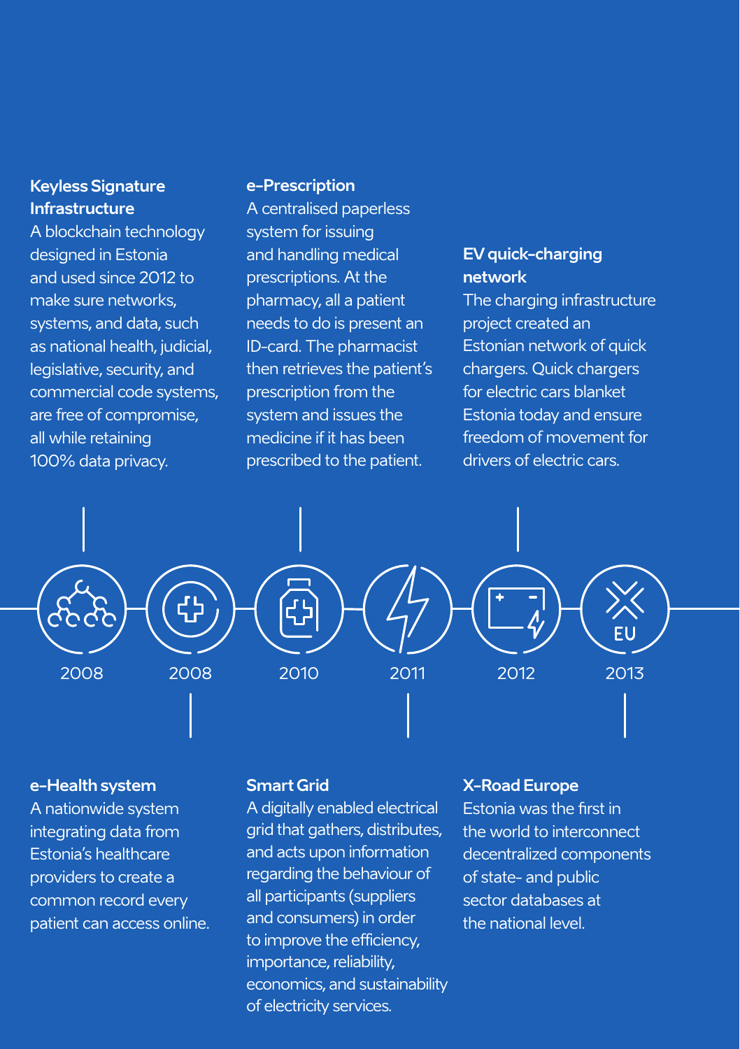### Keyless Signature Infrastructure

A blockchain technology designed in Estonia and used since 2012 to make sure networks, systems, and data, such as national health, judicial, legislative, security, and commercial code systems, are free of compromise, all while retaining 100% data privacy.

2008

### e-Health system

A nationwide system integrating data from Estonia's healthcare providers to create a common record every patient can access online.

2008

### e-Prescription

A centralised paperless system for issuing and handling medical prescriptions. At the pharmacy, all a patient needs to do is present an ID-card. The pharmacist then retrieves the patient's prescription from the system and issues the medicine if it has been prescribed to the patient.

2010

### Smart Grid

A digitally enabled electrical grid that gathers, distributes, and acts upon information regarding the behaviour of all participants (suppliers and consumers) in order to improve the efficiency, importance, reliability, economics, and sustainability of electricity services.

2011

### EV quick-charging network

The charging infrastructure project created an Estonian network of quick chargers. Quick chargers for electric cars blanket Estonia today and ensure freedom of movement for drivers of electric cars.

2012

### X-Road Europe

Estonia was the first in the world to interconnect decentralized components of state- and public sector databases at the national level.

2013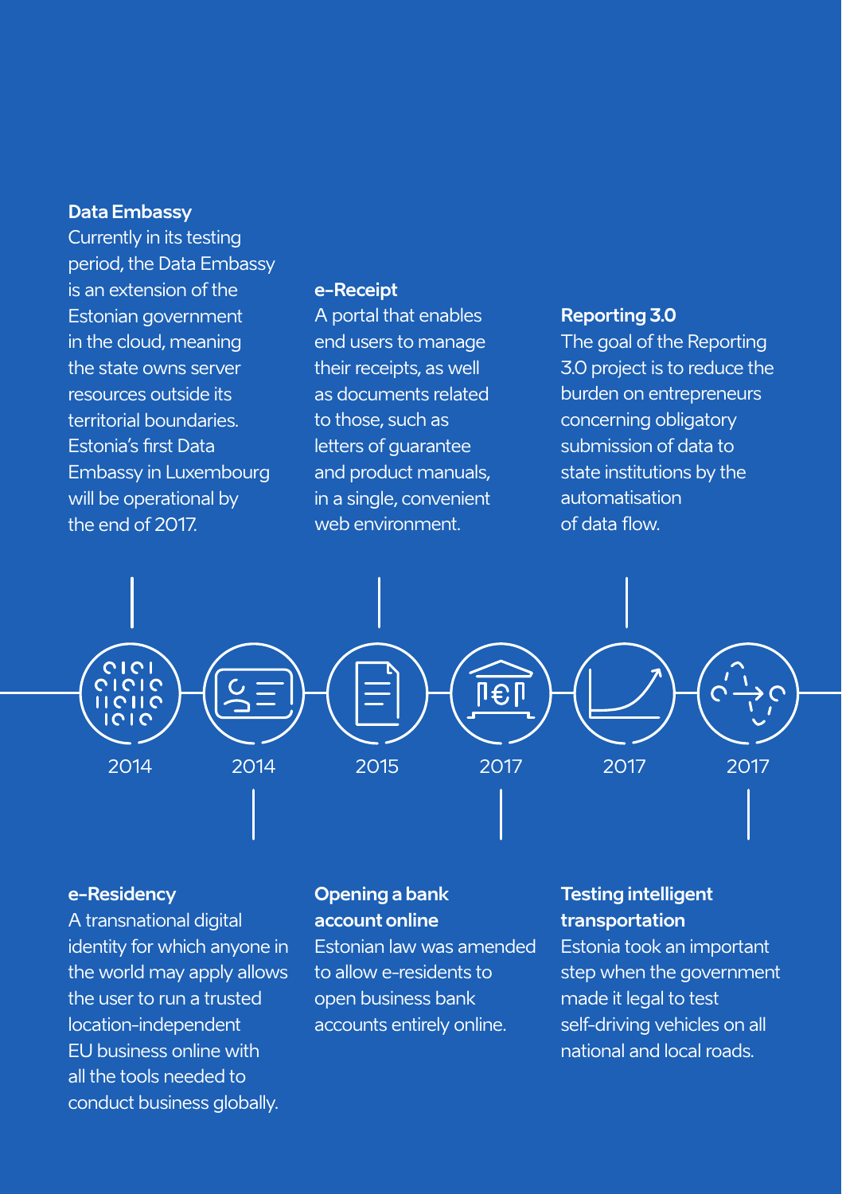**Data Embassy**
Currently in its testing period, the Data Embassy is an extension of the Estonian government in the cloud, meaning the state owns server resources outside its territorial boundaries. Estonia's first Data Embassy in Luxembourg will be operational by the end of 2017.

2014

**e-Residency**
A transnational digital identity for which anyone in the world may apply allows the user to run a trusted location-independent EU business online with all the tools needed to conduct business globally.

2014

**e-Receipt**
A portal that enables end users to manage their receipts, as well as documents related to those, such as letters of guarantee and product manuals, in a single, convenient web environment.

2015

**Opening a bank account online**
Estonian law was amended to allow e-residents to open business bank accounts entirely online.

2017

**Reporting 3.0**
The goal of the Reporting 3.0 project is to reduce the burden on entrepreneurs concerning obligatory submission of data to state institutions by the automatisation of data flow.

2017

**Testing intelligent transportation**
Estonia took an important step when the government made it legal to test self-driving vehicles on all national and local roads.

2017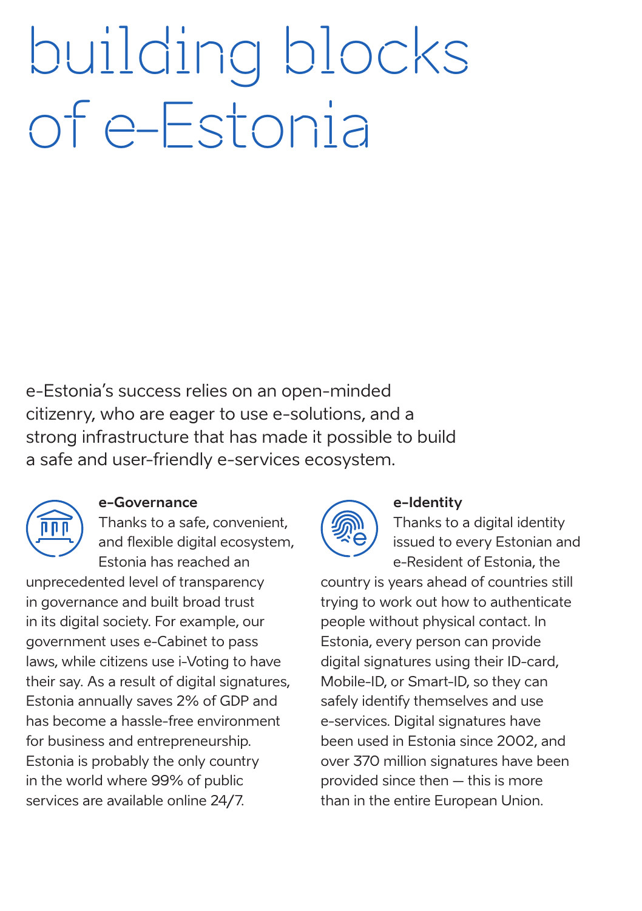# building blocks of e-Estonia

e-Estonia's success relies on an open-minded citizenry, who are eager to use e-solutions, and a strong infrastructure that has made it possible to build a safe and user-friendly e-services ecosystem.

**e-Governance**

Thanks to a safe, convenient, and flexible digital ecosystem, Estonia has reached an unprecedented level of transparency in governance and built broad trust in its digital society. For example, our government uses e-Cabinet to pass laws, while citizens use i-Voting to have their say. As a result of digital signatures, Estonia annually saves 2% of GDP and has become a hassle-free environment for business and entrepreneurship. Estonia is probably the only country in the world where 99% of public services are available online 24/7.

**e-Identity**

Thanks to a digital identity issued to every Estonian and e-Resident of Estonia, the country is years ahead of countries still trying to work out how to authenticate people without physical contact. In Estonia, every person can provide digital signatures using their ID-card, Mobile-ID, or Smart-ID, so they can safely identify themselves and use e-services. Digital signatures have been used in Estonia since 2002, and over 370 million signatures have been provided since then — this is more than in the entire European Union.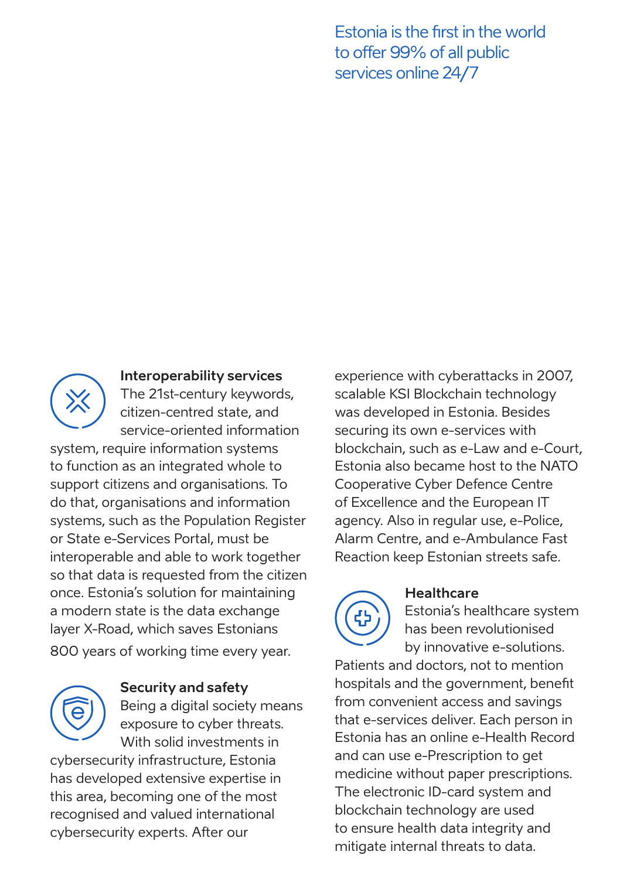Estonia is the first in the world to offer 99% of all public services online 24/7

### Interoperability services

The 21st-century keywords, citizen-centred state, and service-oriented information system, require information systems to function as an integrated whole to support citizens and organisations. To do that, organisations and information systems, such as the Population Register or State e-Services Portal, must be interoperable and able to work together so that data is requested from the citizen once. Estonia's solution for maintaining a modern state is the data exchange layer X-Road, which saves Estonians 800 years of working time every year.

### Security and safety

Being a digital society means exposure to cyber threats. With solid investments in cybersecurity infrastructure, Estonia has developed extensive expertise in this area, becoming one of the most recognised and valued international cybersecurity experts. After our experience with cyberattacks in 2007, scalable KSI Blockchain technology was developed in Estonia. Besides securing its own e-services with blockchain, such as e-Law and e-Court, Estonia also became host to the NATO Cooperative Cyber Defence Centre of Excellence and the European IT agency. Also in regular use, e-Police, Alarm Centre, and e-Ambulance Fast Reaction keep Estonian streets safe.

### Healthcare

Estonia's healthcare system has been revolutionised by innovative e-solutions. Patients and doctors, not to mention hospitals and the government, benefit from convenient access and savings that e-services deliver. Each person in Estonia has an online e-Health Record and can use e-Prescription to get medicine without paper prescriptions. The electronic ID-card system and blockchain technology are used to ensure health data integrity and mitigate internal threats to data.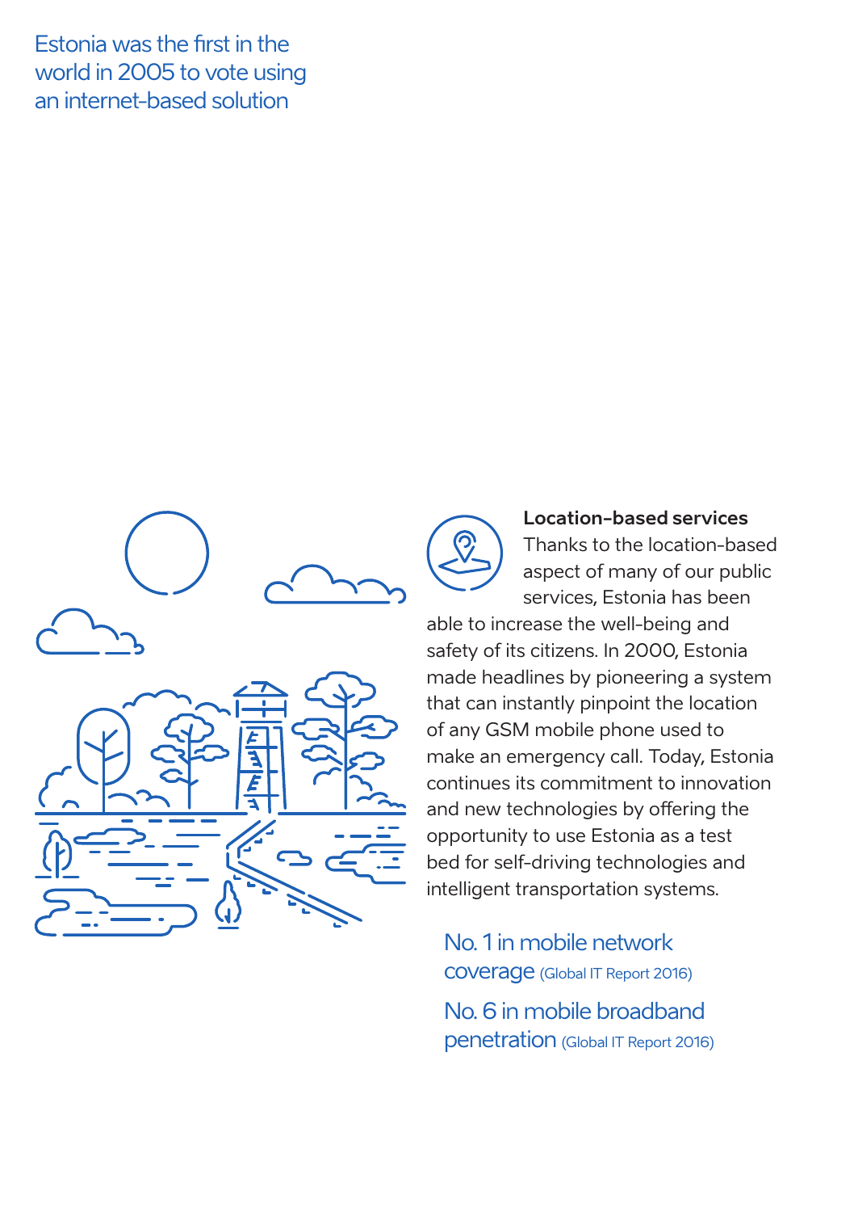Estonia was the first in the world in 2005 to vote using an internet-based solution

**Location-based services**

Thanks to the location-based aspect of many of our public services, Estonia has been able to increase the well-being and safety of its citizens. In 2000, Estonia made headlines by pioneering a system that can instantly pinpoint the location of any GSM mobile phone used to make an emergency call. Today, Estonia continues its commitment to innovation and new technologies by offering the opportunity to use Estonia as a test bed for self-driving technologies and intelligent transportation systems.

No. 1 in mobile network coverage (Global IT Report 2016)

No. 6 in mobile broadband penetration (Global IT Report 2016)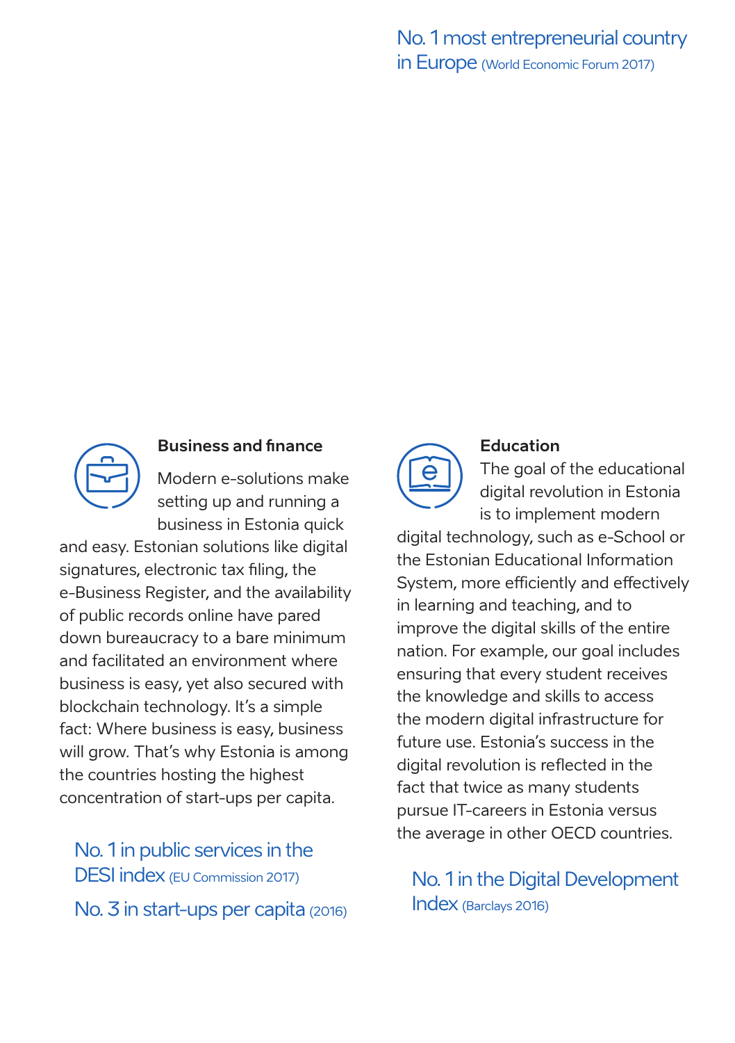No. 1 most entrepreneurial country in Europe (World Economic Forum 2017)

### Business and finance

Modern e-solutions make setting up and running a business in Estonia quick and easy. Estonian solutions like digital signatures, electronic tax filing, the e-Business Register, and the availability of public records online have pared down bureaucracy to a bare minimum and facilitated an environment where business is easy, yet also secured with blockchain technology. It's a simple fact: Where business is easy, business will grow. That's why Estonia is among the countries hosting the highest concentration of start-ups per capita.

No. 1 in public services in the DESI index (EU Commission 2017)

No. 3 in start-ups per capita (2016)

### Education

The goal of the educational digital revolution in Estonia is to implement modern digital technology, such as e-School or the Estonian Educational Information System, more efficiently and effectively in learning and teaching, and to improve the digital skills of the entire nation. For example, our goal includes ensuring that every student receives the knowledge and skills to access the modern digital infrastructure for future use. Estonia's success in the digital revolution is reflected in the fact that twice as many students pursue IT-careers in Estonia versus the average in other OECD countries.

No. 1 in the Digital Development Index (Barclays 2016)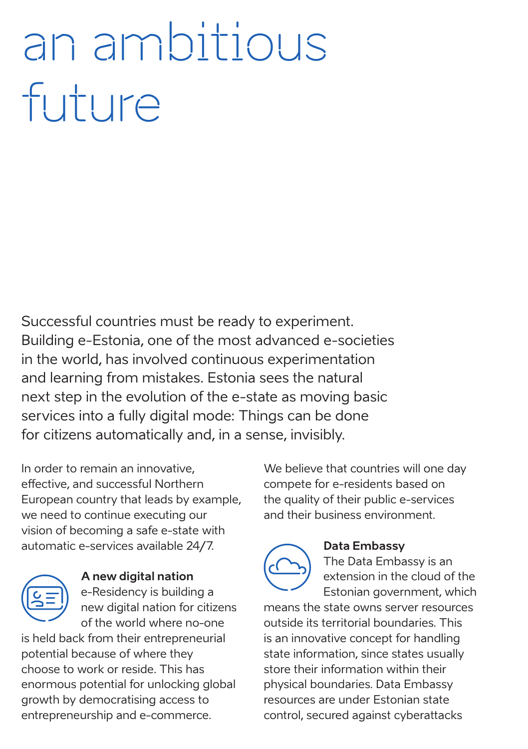# an ambitious future

Successful countries must be ready to experiment. Building e-Estonia, one of the most advanced e-societies in the world, has involved continuous experimentation and learning from mistakes. Estonia sees the natural next step in the evolution of the e-state as moving basic services into a fully digital mode: Things can be done for citizens automatically and, in a sense, invisibly.

In order to remain an innovative, effective, and successful Northern European country that leads by example, we need to continue executing our vision of becoming a safe e-state with automatic e-services available 24/7.

**A new digital nation**
e-Residency is building a new digital nation for citizens of the world where no-one is held back from their entrepreneurial potential because of where they choose to work or reside. This has enormous potential for unlocking global growth by democratising access to entrepreneurship and e-commerce.

We believe that countries will one day compete for e-residents based on the quality of their public e-services and their business environment.

**Data Embassy**
The Data Embassy is an extension in the cloud of the Estonian government, which means the state owns server resources outside its territorial boundaries. This is an innovative concept for handling state information, since states usually store their information within their physical boundaries. Data Embassy resources are under Estonian state control, secured against cyberattacks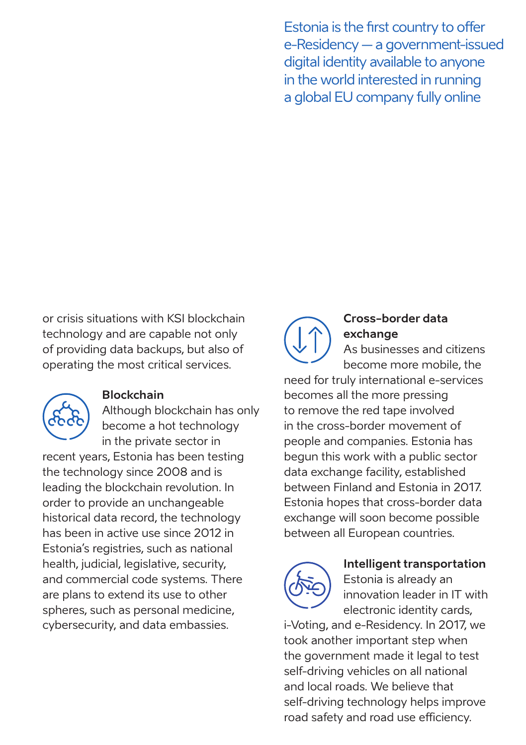Estonia is the first country to offer e-Residency — a government-issued digital identity available to anyone in the world interested in running a global EU company fully online

or crisis situations with KSI blockchain technology and are capable not only of providing data backups, but also of operating the most critical services.

### Blockchain

Although blockchain has only become a hot technology in the private sector in recent years, Estonia has been testing the technology since 2008 and is leading the blockchain revolution. In order to provide an unchangeable historical data record, the technology has been in active use since 2012 in Estonia's registries, such as national health, judicial, legislative, security, and commercial code systems. There are plans to extend its use to other spheres, such as personal medicine, cybersecurity, and data embassies.

### Cross-border data exchange

As businesses and citizens become more mobile, the need for truly international e-services becomes all the more pressing to remove the red tape involved in the cross-border movement of people and companies. Estonia has begun this work with a public sector data exchange facility, established between Finland and Estonia in 2017. Estonia hopes that cross-border data exchange will soon become possible between all European countries.

### Intelligent transportation

Estonia is already an innovation leader in IT with electronic identity cards, i-Voting, and e-Residency. In 2017, we took another important step when the government made it legal to test self-driving vehicles on all national and local roads. We believe that self-driving technology helps improve road safety and road use efficiency.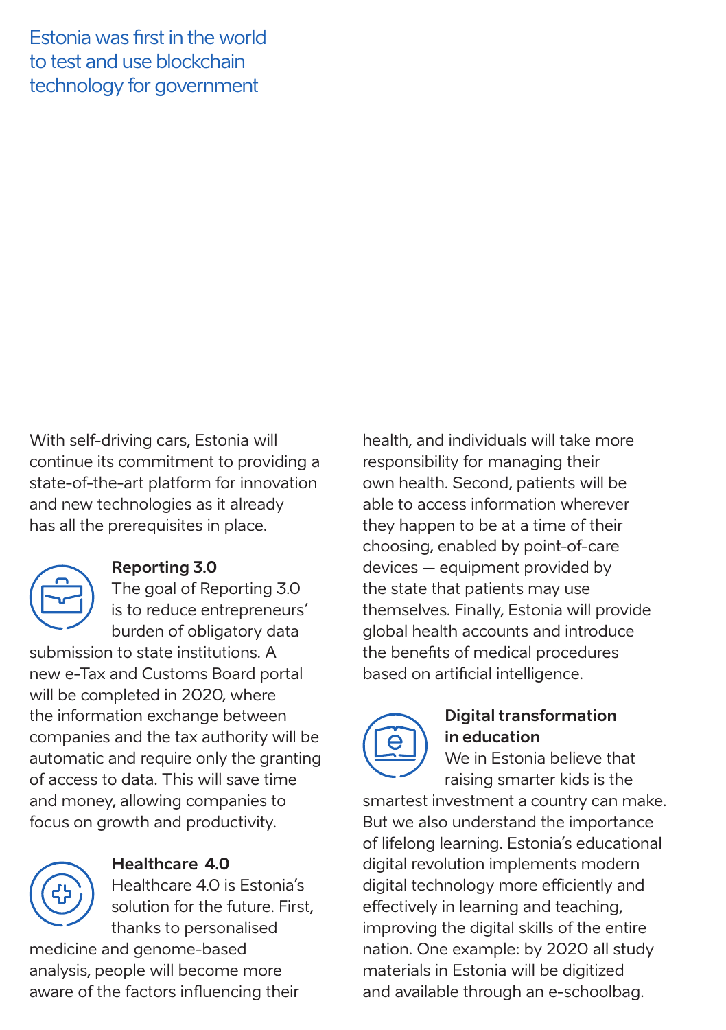Estonia was first in the world to test and use blockchain technology for government

With self-driving cars, Estonia will continue its commitment to providing a state-of-the-art platform for innovation and new technologies as it already has all the prerequisites in place.

**Reporting 3.0**

The goal of Reporting 3.0 is to reduce entrepreneurs' burden of obligatory data submission to state institutions. A new e-Tax and Customs Board portal will be completed in 2020, where the information exchange between companies and the tax authority will be automatic and require only the granting of access to data. This will save time and money, allowing companies to focus on growth and productivity.

**Healthcare 4.0**

Healthcare 4.0 is Estonia's solution for the future. First, thanks to personalised medicine and genome-based analysis, people will become more aware of the factors influencing their health, and individuals will take more responsibility for managing their own health. Second, patients will be able to access information wherever they happen to be at a time of their choosing, enabled by point-of-care devices — equipment provided by the state that patients may use themselves. Finally, Estonia will provide global health accounts and introduce the benefits of medical procedures based on artificial intelligence.

**Digital transformation in education**

We in Estonia believe that raising smarter kids is the smartest investment a country can make. But we also understand the importance of lifelong learning. Estonia's educational digital revolution implements modern digital technology more efficiently and effectively in learning and teaching, improving the digital skills of the entire nation. One example: by 2020 all study materials in Estonia will be digitized and available through an e-schoolbag.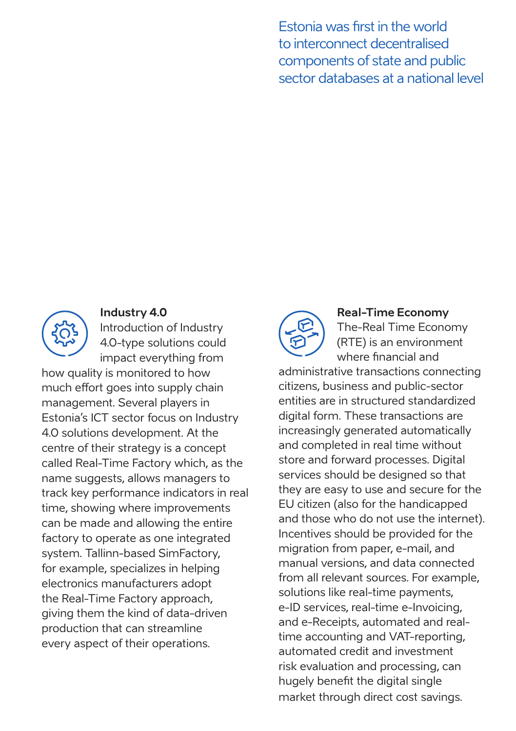Estonia was first in the world to interconnect decentralised components of state and public sector databases at a national level

### Industry 4.0

Introduction of Industry 4.0-type solutions could impact everything from how quality is monitored to how much effort goes into supply chain management. Several players in Estonia's ICT sector focus on Industry 4.0 solutions development. At the centre of their strategy is a concept called Real-Time Factory which, as the name suggests, allows managers to track key performance indicators in real time, showing where improvements can be made and allowing the entire factory to operate as one integrated system. Tallinn-based SimFactory, for example, specializes in helping electronics manufacturers adopt the Real-Time Factory approach, giving them the kind of data-driven production that can streamline every aspect of their operations.

### Real-Time Economy

The-Real Time Economy (RTE) is an environment where financial and administrative transactions connecting citizens, business and public-sector entities are in structured standardized digital form. These transactions are increasingly generated automatically and completed in real time without store and forward processes. Digital services should be designed so that they are easy to use and secure for the EU citizen (also for the handicapped and those who do not use the internet). Incentives should be provided for the migration from paper, e-mail, and manual versions, and data connected from all relevant sources. For example, solutions like real-time payments, e-ID services, real-time e-Invoicing, and e-Receipts, automated and real-time accounting and VAT-reporting, automated credit and investment risk evaluation and processing, can hugely benefit the digital single market through direct cost savings.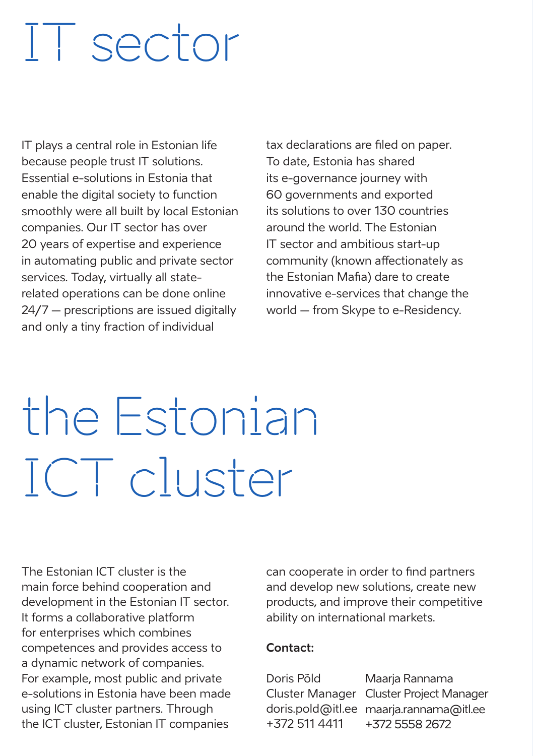# IT sector

IT plays a central role in Estonian life because people trust IT solutions. Essential e-solutions in Estonia that enable the digital society to function smoothly were all built by local Estonian companies. Our IT sector has over 20 years of expertise and experience in automating public and private sector services. Today, virtually all state-related operations can be done online 24/7 — prescriptions are issued digitally and only a tiny fraction of individual tax declarations are filed on paper. To date, Estonia has shared its e-governance journey with 60 governments and exported its solutions to over 130 countries around the world. The Estonian IT sector and ambitious start-up community (known affectionately as the Estonian Mafia) dare to create innovative e-services that change the world — from Skype to e-Residency.

# the Estonian ICT cluster

The Estonian ICT cluster is the main force behind cooperation and development in the Estonian IT sector. It forms a collaborative platform for enterprises which combines competences and provides access to a dynamic network of companies. For example, most public and private e-solutions in Estonia have been made using ICT cluster partners. Through the ICT cluster, Estonian IT companies can cooperate in order to find partners and develop new solutions, create new products, and improve their competitive ability on international markets.

**Contact:**

Doris Põld
Cluster Manager
doris.pold@itl.ee
+372 511 4411

Maarja Rannama
Cluster Project Manager
maarja.rannama@itl.ee
+372 5558 2672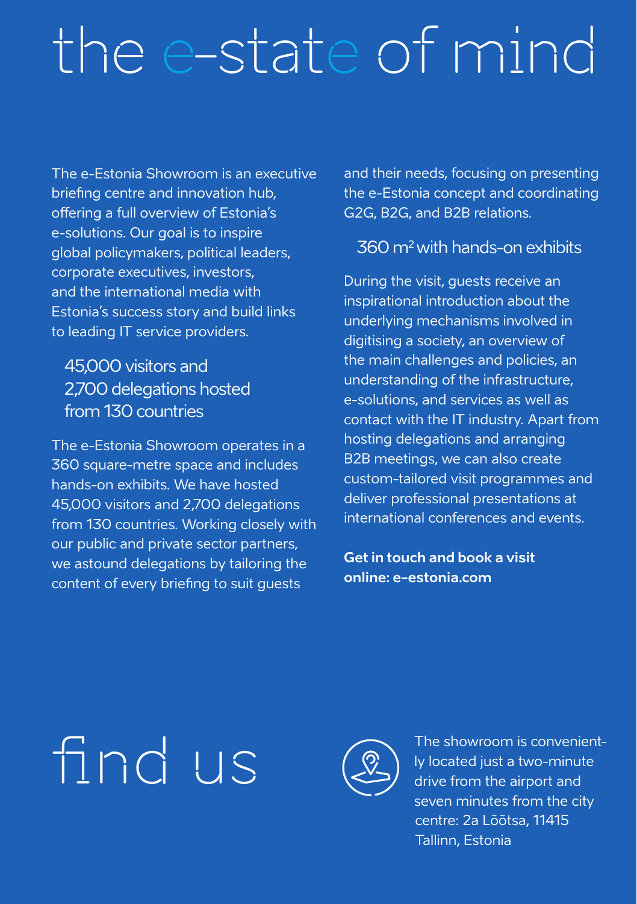# the e-state of mind

The e-Estonia Showroom is an executive briefing centre and innovation hub, offering a full overview of Estonia's e-solutions. Our goal is to inspire global policymakers, political leaders, corporate executives, investors, and the international media with Estonia's success story and build links to leading IT service providers.

45,000 visitors and 2,700 delegations hosted from 130 countries

The e-Estonia Showroom operates in a 360 square-metre space and includes hands-on exhibits. We have hosted 45,000 visitors and 2,700 delegations from 130 countries. Working closely with our public and private sector partners, we astound delegations by tailoring the content of every briefing to suit guests and their needs, focusing on presenting the e-Estonia concept and coordinating G2G, B2G, and B2B relations.

360 m² with hands-on exhibits

During the visit, guests receive an inspirational introduction about the underlying mechanisms involved in digitising a society, an overview of the main challenges and policies, an understanding of the infrastructure, e-solutions, and services as well as contact with the IT industry. Apart from hosting delegations and arranging B2B meetings, we can also create custom-tailored visit programmes and deliver professional presentations at international conferences and events.

**Get in touch and book a visit online: e-estonia.com**

# find us

The showroom is conveniently located just a two-minute drive from the airport and seven minutes from the city centre: 2a Lõõtsa, 11415 Tallinn, Estonia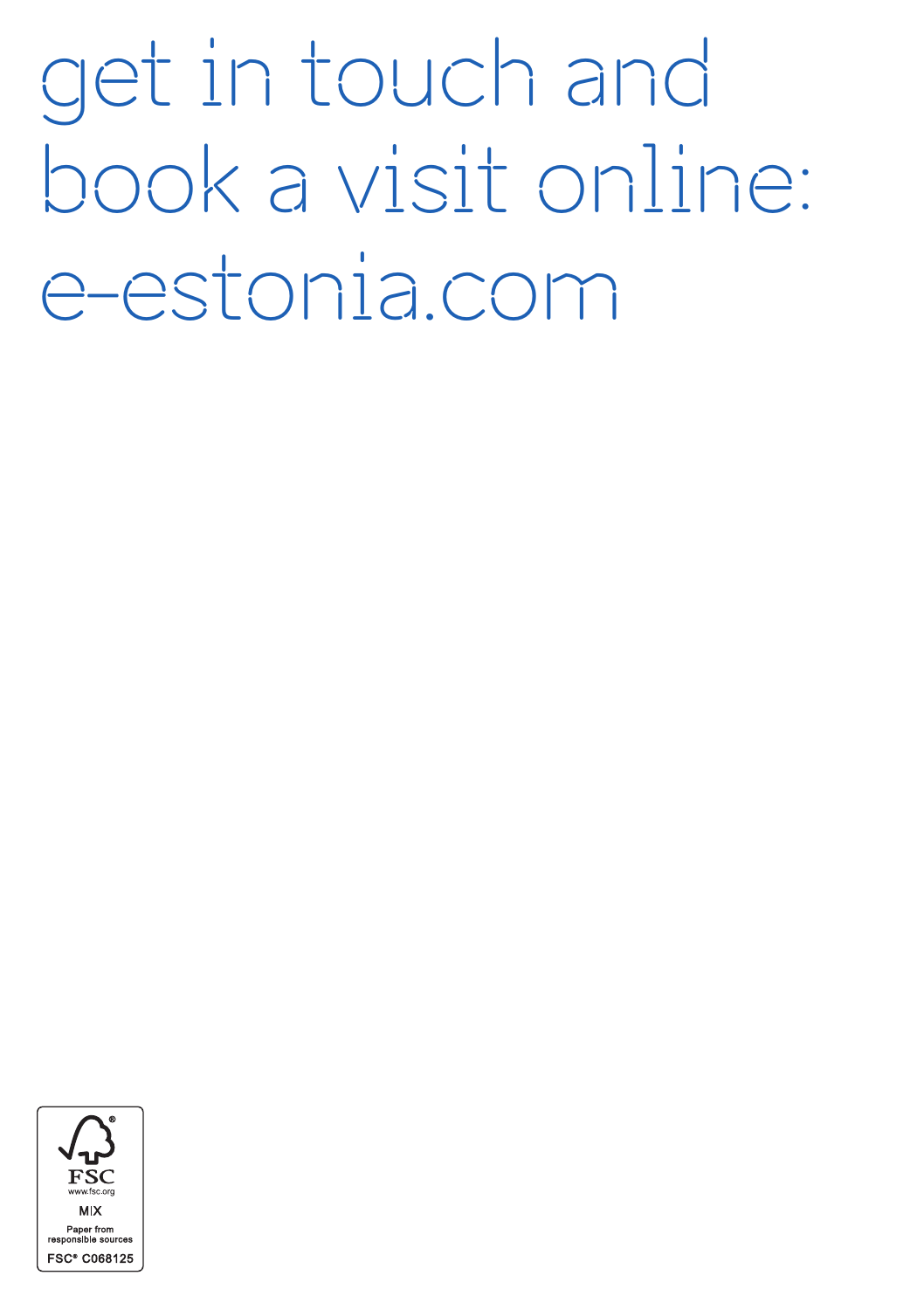# get in touch and book a visit online: e-estonia.com

FSC

www.fsc.org

MIX

Paper from responsible sources

FSC® C068125